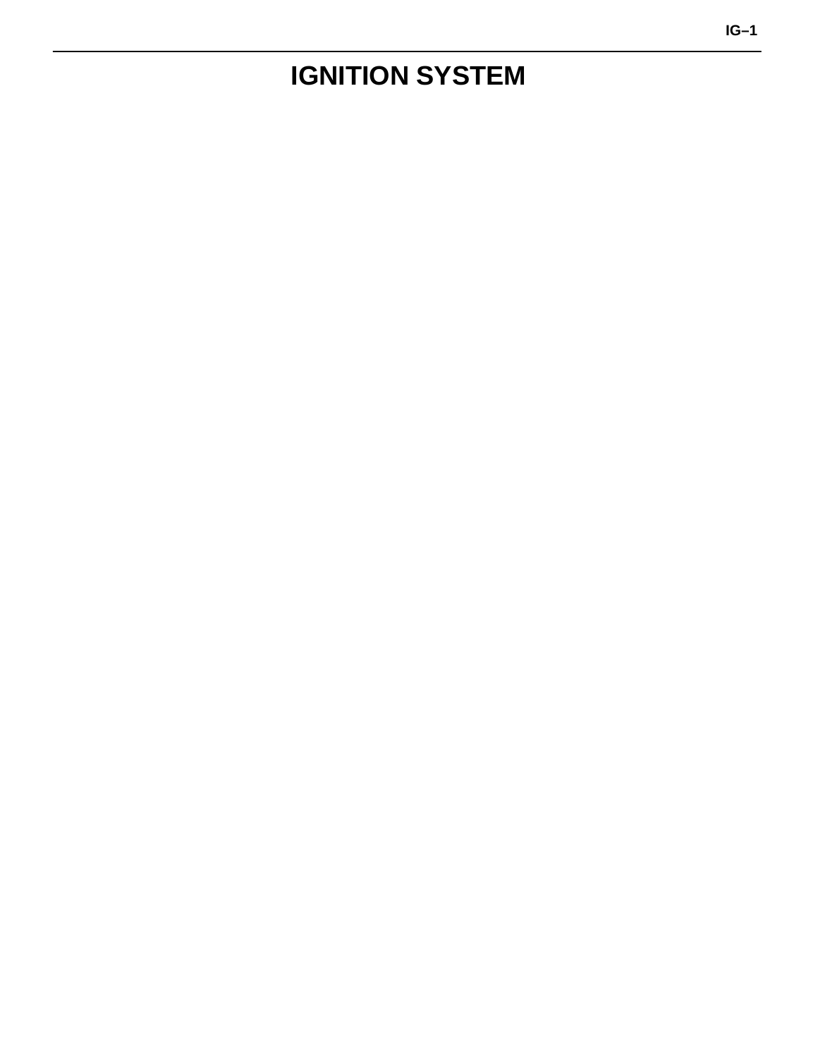# IGNITION SYSTEM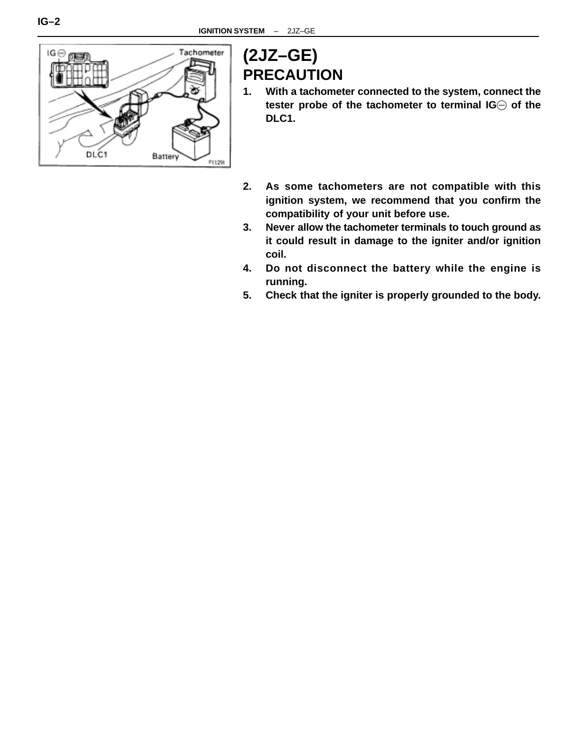# (2JZ–GE)

## PRECAUTION

1. **With a tachometer connected to the system, connect the tester probe of the tachometer to terminal IG⊖ of the DLC1.**
2. **As some tachometers are not compatible with this ignition system, we recommend that you confirm the compatibility of your unit before use.**
3. **Never allow the tachometer terminals to touch ground as it could result in damage to the igniter and/or ignition coil.**
4. **Do not disconnect the battery while the engine is running.**
5. **Check that the igniter is properly grounded to the body.**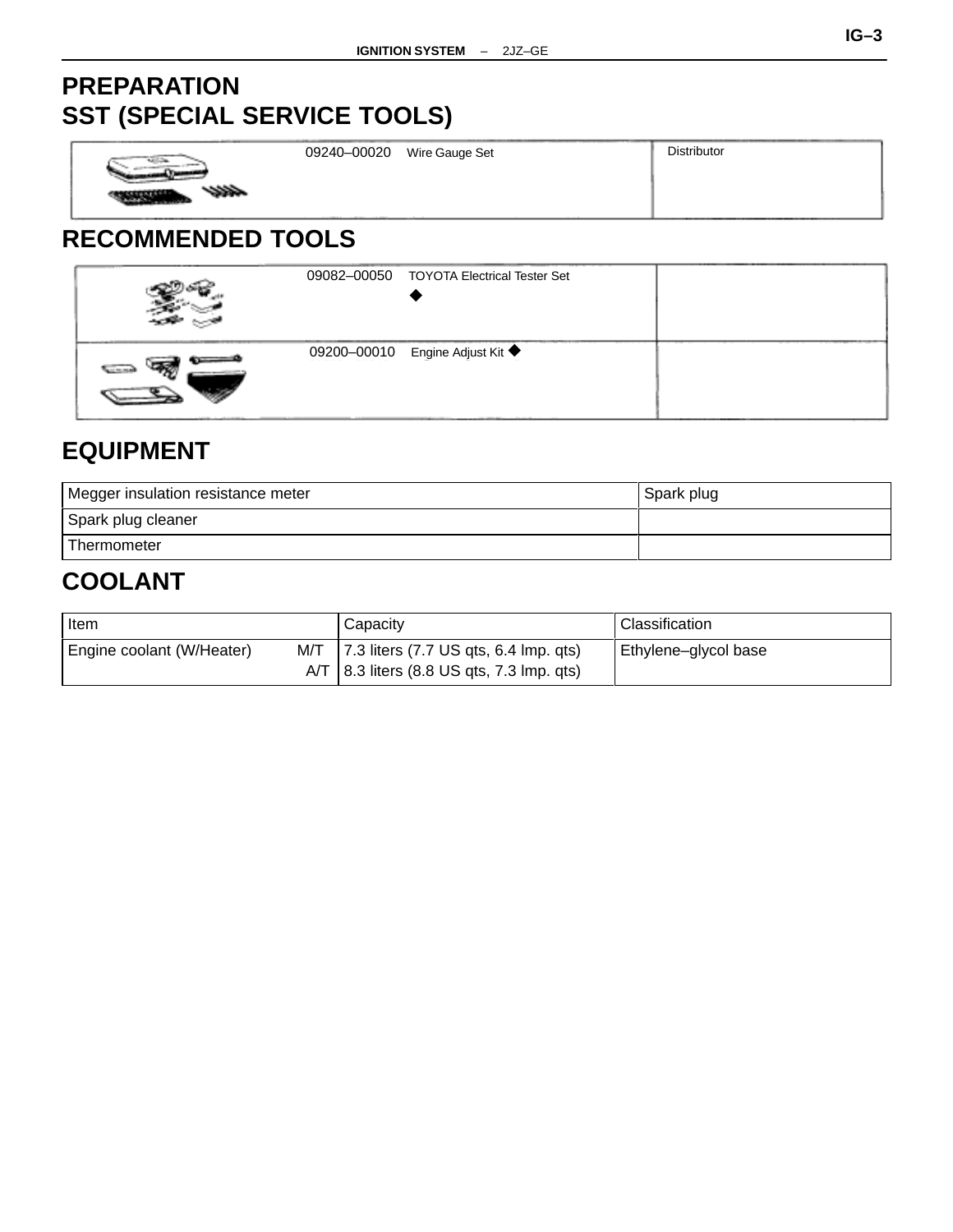# PREPARATION

## SST (SPECIAL SERVICE TOOLS)

| | | |
|---|---|---|
| | 09240–00020 Wire Gauge Set | Distributor |

## RECOMMENDED TOOLS

| | | |
|---|---|---|
| | 09082–00050 TOYOTA Electrical Tester Set ◆ | |
| | 09200–00010 Engine Adjust Kit ◆ | |

## EQUIPMENT

| | |
|---|---|
| Megger insulation resistance meter | Spark plug |
| Spark plug cleaner | |
| Thermometer | |

## COOLANT

| Item | Capacity | Classification |
|---|---|---|
| Engine coolant (W/Heater) M/T<br>A/T | 7.3 liters (7.7 US qts, 6.4 lmp. qts)<br>8.3 liters (8.8 US qts, 7.3 lmp. qts) | Ethylene–glycol base |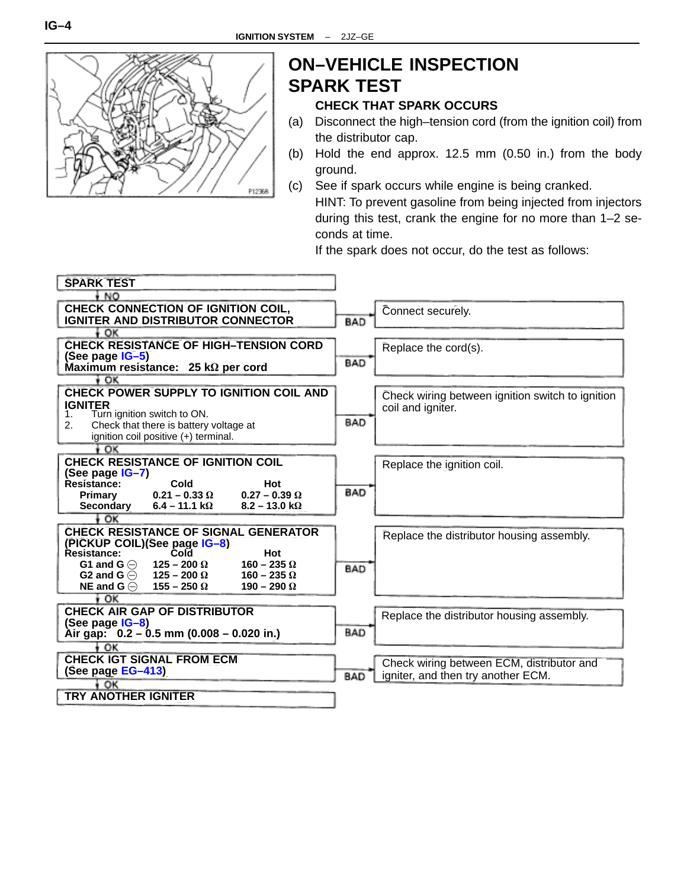# ON–VEHICLE INSPECTION

## SPARK TEST

### CHECK THAT SPARK OCCURS

(a) Disconnect the high–tension cord (from the ignition coil) from the distributor cap.

(b) Hold the end approx. 12.5 mm (0.50 in.) from the body ground.

(c) See if spark occurs while engine is being cranked.

HINT: To prevent gasoline from being injected from injectors during this test, crank the engine for no more than 1–2 seconds at time.

If the spark does not occur, do the test as follows:

**SPARK TEST**

↓ NO

**CHECK CONNECTION OF IGNITION COIL, IGNITER AND DISTRIBUTOR CONNECTOR** — BAD → Connect securely.

↓ OK

**CHECK RESISTANCE OF HIGH–TENSION CORD (See page IG–5)**
**Maximum resistance: 25 kΩ per cord** — BAD → Replace the cord(s).

↓ OK

**CHECK POWER SUPPLY TO IGNITION COIL AND IGNITER**
1. Turn ignition switch to ON.
2. Check that there is battery voltage at ignition coil positive (+) terminal.

— BAD → Check wiring between ignition switch to ignition coil and igniter.

↓ OK

**CHECK RESISTANCE OF IGNITION COIL (See page IG–7)**

| Resistance: | Cold | Hot |
|---|---|---|
| Primary | 0.21 – 0.33 Ω | 0.27 – 0.39 Ω |
| Secondary | 6.4 – 11.1 kΩ | 8.2 – 13.0 kΩ |

— BAD → Replace the ignition coil.

↓ OK

**CHECK RESISTANCE OF SIGNAL GENERATOR (PICKUP COIL)(See page IG–8)**

| Resistance: | Cold | Hot |
|---|---|---|
| G1 and G ⊖ | 125 – 200 Ω | 160 – 235 Ω |
| G2 and G ⊖ | 125 – 200 Ω | 160 – 235 Ω |
| NE and G ⊖ | 155 – 250 Ω | 190 – 290 Ω |

— BAD → Replace the distributor housing assembly.

↓ OK

**CHECK AIR GAP OF DISTRIBUTOR (See page IG–8)**
**Air gap: 0.2 – 0.5 mm (0.008 – 0.020 in.)** — BAD → Replace the distributor housing assembly.

↓ OK

**CHECK IGT SIGNAL FROM ECM (See page EG–413)** — BAD → Check wiring between ECM, distributor and igniter, and then try another ECM.

↓ OK

**TRY ANOTHER IGNITER**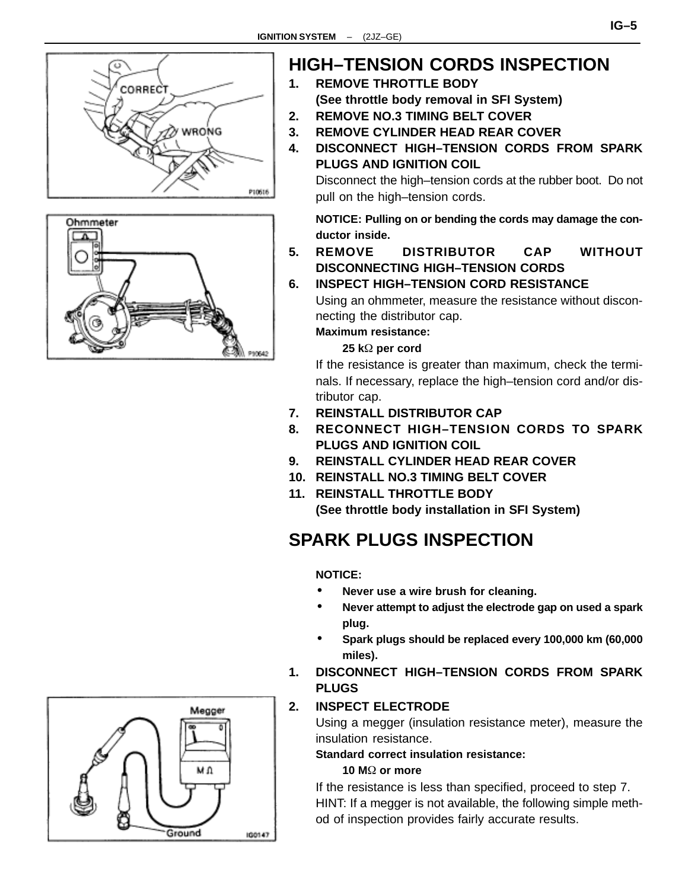## HIGH–TENSION CORDS INSPECTION

1. **REMOVE THROTTLE BODY**
   **(See throttle body removal in SFI System)**
2. **REMOVE NO.3 TIMING BELT COVER**
3. **REMOVE CYLINDER HEAD REAR COVER**
4. **DISCONNECT HIGH–TENSION CORDS FROM SPARK PLUGS AND IGNITION COIL**
   Disconnect the high–tension cords at the rubber boot. Do not pull on the high–tension cords.

   **NOTICE: Pulling on or bending the cords may damage the conductor inside.**
5. **REMOVE DISTRIBUTOR CAP WITHOUT DISCONNECTING HIGH–TENSION CORDS**
6. **INSPECT HIGH–TENSION CORD RESISTANCE**
   Using an ohmmeter, measure the resistance without disconnecting the distributor cap.
   **Maximum resistance:**
   **25 kΩ per cord**
   If the resistance is greater than maximum, check the terminals. If necessary, replace the high–tension cord and/or distributor cap.
7. **REINSTALL DISTRIBUTOR CAP**
8. **RECONNECT HIGH–TENSION CORDS TO SPARK PLUGS AND IGNITION COIL**
9. **REINSTALL CYLINDER HEAD REAR COVER**
10. **REINSTALL NO.3 TIMING BELT COVER**
11. **REINSTALL THROTTLE BODY**
    **(See throttle body installation in SFI System)**

## SPARK PLUGS INSPECTION

**NOTICE:**

- **Never use a wire brush for cleaning.**
- **Never attempt to adjust the electrode gap on used a spark plug.**
- **Spark plugs should be replaced every 100,000 km (60,000 miles).**

1. **DISCONNECT HIGH–TENSION CORDS FROM SPARK PLUGS**
2. **INSPECT ELECTRODE**
   Using a megger (insulation resistance meter), measure the insulation resistance.
   **Standard correct insulation resistance:**
   **10 MΩ or more**
   If the resistance is less than specified, proceed to step 7.
   HINT: If a megger is not available, the following simple method of inspection provides fairly accurate results.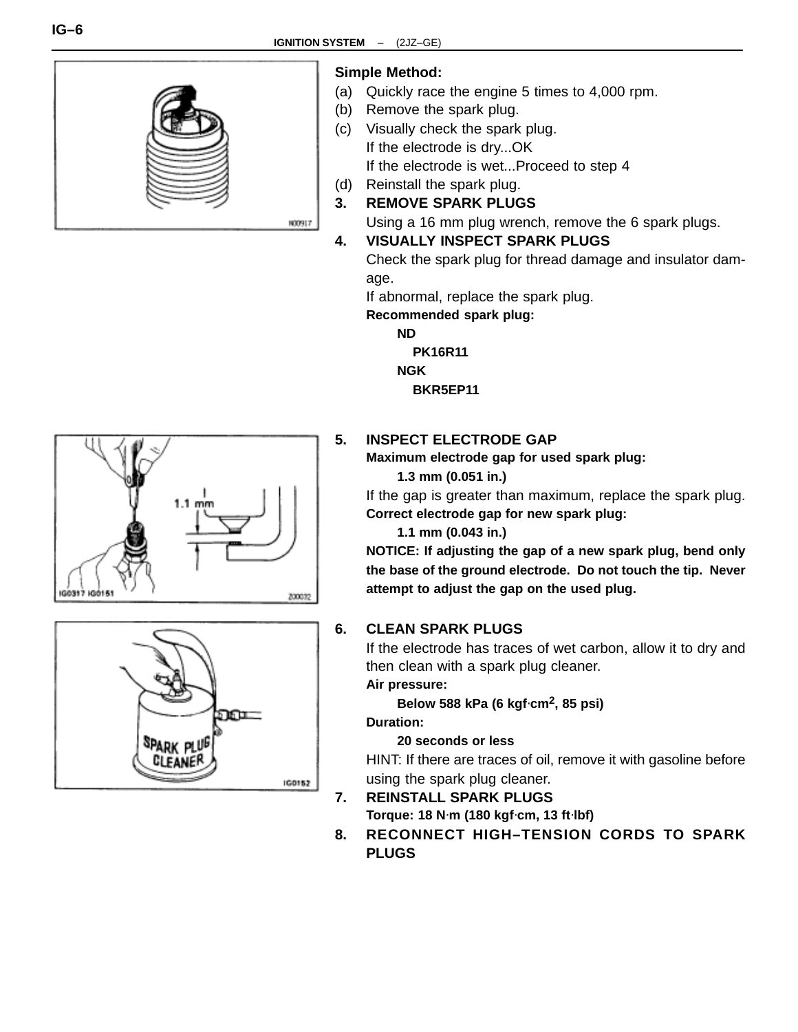**Simple Method:**

(a) Quickly race the engine 5 times to 4,000 rpm.
(b) Remove the spark plug.
(c) Visually check the spark plug.
If the electrode is dry...OK
If the electrode is wet...Proceed to step 4
(d) Reinstall the spark plug.

**3. REMOVE SPARK PLUGS**

Using a 16 mm plug wrench, remove the 6 spark plugs.

**4. VISUALLY INSPECT SPARK PLUGS**

Check the spark plug for thread damage and insulator damage.
If abnormal, replace the spark plug.

**Recommended spark plug:**

**ND**
**PK16R11**
**NGK**
**BKR5EP11**

**5. INSPECT ELECTRODE GAP**

**Maximum electrode gap for used spark plug:**
**1.3 mm (0.051 in.)**

If the gap is greater than maximum, replace the spark plug.

**Correct electrode gap for new spark plug:**
**1.1 mm (0.043 in.)**

**NOTICE: If adjusting the gap of a new spark plug, bend only the base of the ground electrode. Do not touch the tip. Never attempt to adjust the gap on the used plug.**

**6. CLEAN SPARK PLUGS**

If the electrode has traces of wet carbon, allow it to dry and then clean with a spark plug cleaner.

**Air pressure:**
**Below 588 kPa (6 kgf·cm$^2$, 85 psi)**

**Duration:**
**20 seconds or less**

HINT: If there are traces of oil, remove it with gasoline before using the spark plug cleaner.

**7. REINSTALL SPARK PLUGS**

**Torque: 18 N·m (180 kgf·cm, 13 ft·lbf)**

**8. RECONNECT HIGH–TENSION CORDS TO SPARK PLUGS**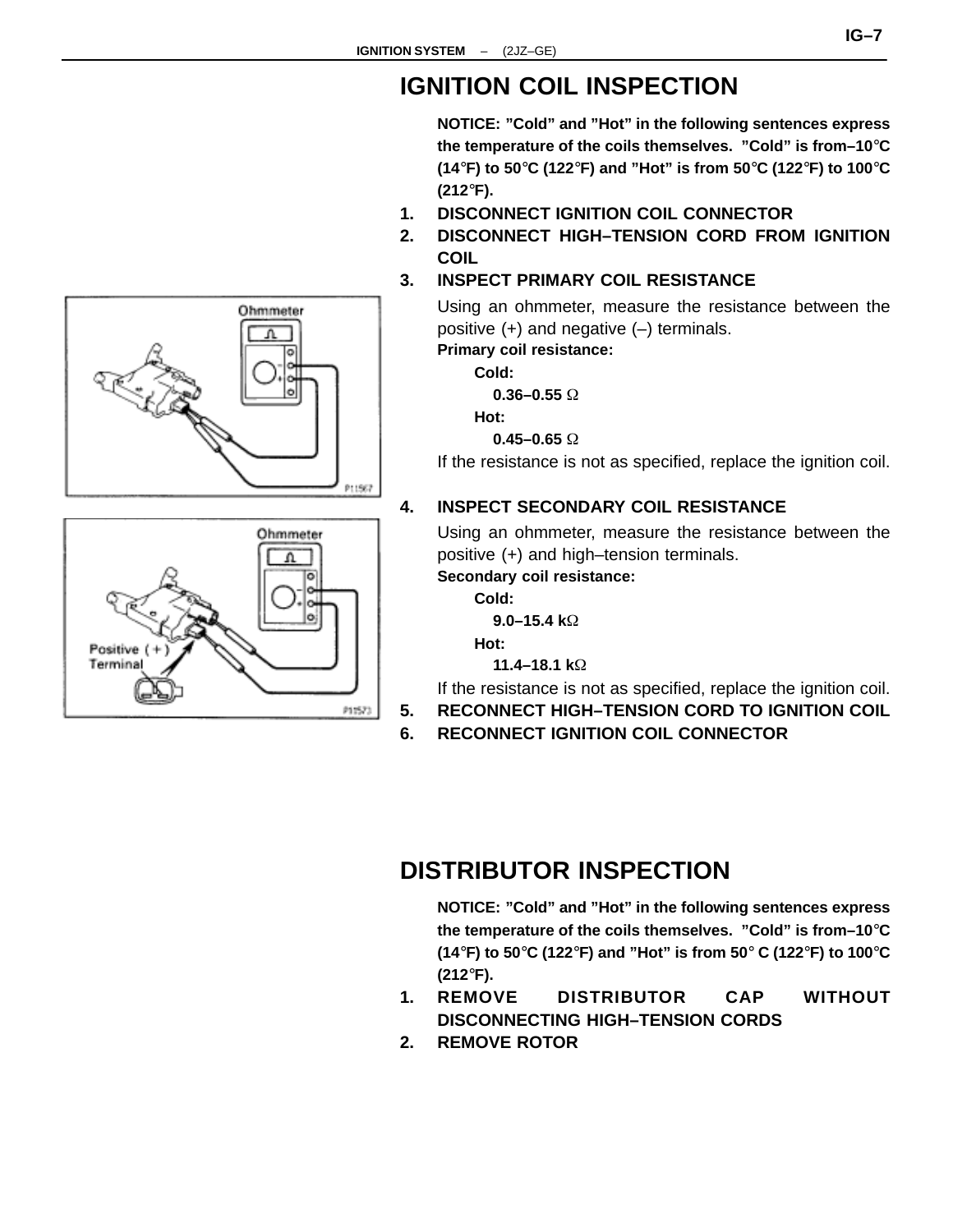## IGNITION COIL INSPECTION

**NOTICE: "Cold" and "Hot" in the following sentences express the temperature of the coils themselves. "Cold" is from–10°C (14°F) to 50°C (122°F) and "Hot" is from 50°C (122°F) to 100°C (212°F).**

1. **DISCONNECT IGNITION COIL CONNECTOR**
2. **DISCONNECT HIGH–TENSION CORD FROM IGNITION COIL**
3. **INSPECT PRIMARY COIL RESISTANCE**

   Using an ohmmeter, measure the resistance between the positive (+) and negative (–) terminals.

   **Primary coil resistance:**

   **Cold:**

   **0.36–0.55 Ω**

   **Hot:**

   **0.45–0.65 Ω**

   If the resistance is not as specified, replace the ignition coil.

4. **INSPECT SECONDARY COIL RESISTANCE**

   Using an ohmmeter, measure the resistance between the positive (+) and high–tension terminals.

   **Secondary coil resistance:**

   **Cold:**

   **9.0–15.4 kΩ**

   **Hot:**

   **11.4–18.1 kΩ**

   If the resistance is not as specified, replace the ignition coil.

5. **RECONNECT HIGH–TENSION CORD TO IGNITION COIL**
6. **RECONNECT IGNITION COIL CONNECTOR**

## DISTRIBUTOR INSPECTION

**NOTICE: "Cold" and "Hot" in the following sentences express the temperature of the coils themselves. "Cold" is from–10°C (14°F) to 50°C (122°F) and "Hot" is from 50° C (122°F) to 100°C (212°F).**

1. **REMOVE DISTRIBUTOR CAP WITHOUT DISCONNECTING HIGH–TENSION CORDS**
2. **REMOVE ROTOR**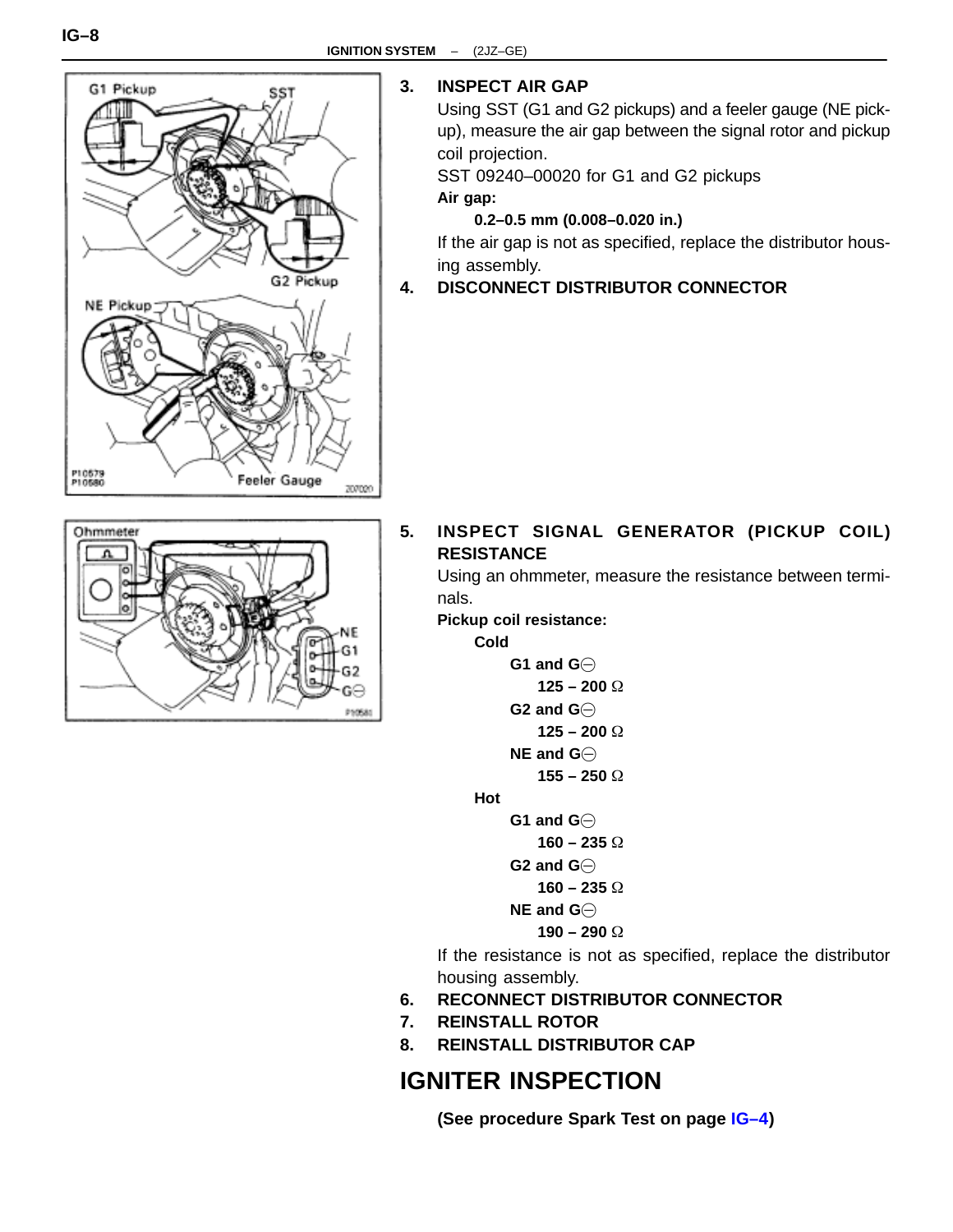3. **INSPECT AIR GAP**

   Using SST (G1 and G2 pickups) and a feeler gauge (NE pickup), measure the air gap between the signal rotor and pickup coil projection.

   SST 09240–00020 for G1 and G2 pickups

   **Air gap:**

   **0.2–0.5 mm (0.008–0.020 in.)**

   If the air gap is not as specified, replace the distributor housing assembly.

4. **DISCONNECT DISTRIBUTOR CONNECTOR**

5. **INSPECT SIGNAL GENERATOR (PICKUP COIL) RESISTANCE**

   Using an ohmmeter, measure the resistance between terminals.

   **Pickup coil resistance:**

   **Cold**

   - **G1 and G⊖**
     - **125 – 200 Ω**
   - **G2 and G⊖**
     - **125 – 200 Ω**
   - **NE and G⊖**
     - **155 – 250 Ω**

   **Hot**

   - **G1 and G⊖**
     - **160 – 235 Ω**
   - **G2 and G⊖**
     - **160 – 235 Ω**
   - **NE and G⊖**
     - **190 – 290 Ω**

   If the resistance is not as specified, replace the distributor housing assembly.

6. **RECONNECT DISTRIBUTOR CONNECTOR**
7. **REINSTALL ROTOR**
8. **REINSTALL DISTRIBUTOR CAP**

# IGNITER INSPECTION

**(See procedure Spark Test on page IG–4)**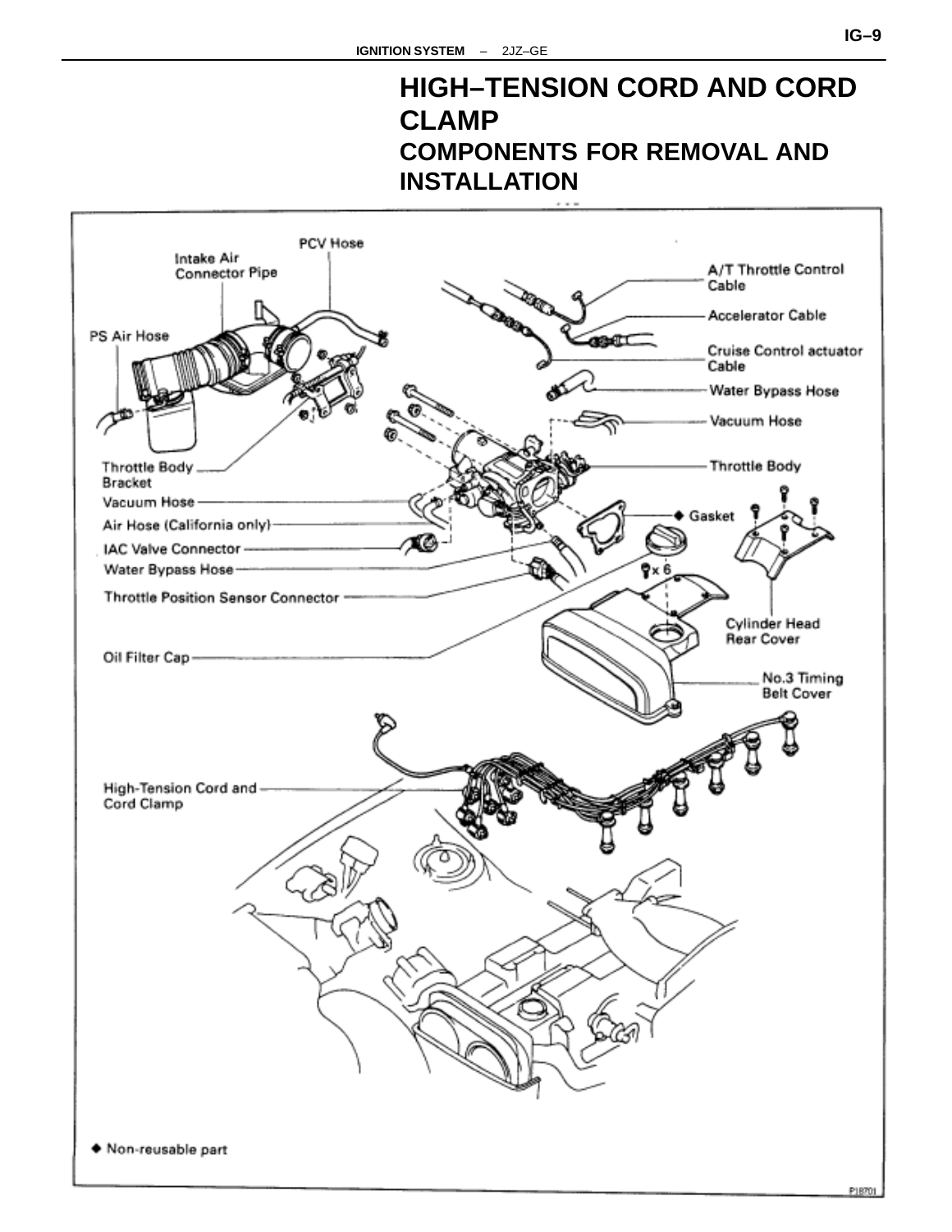# HIGH–TENSION CORD AND CORD CLAMP

## COMPONENTS FOR REMOVAL AND INSTALLATION

PCV Hose

Intake Air Connector Pipe

PS Air Hose

A/T Throttle Control Cable

Accelerator Cable

Cruise Control actuator Cable

Water Bypass Hose

Vacuum Hose

Throttle Body

Throttle Body Bracket

Vacuum Hose

Air Hose (California only)

IAC Valve Connector

Water Bypass Hose

Throttle Position Sensor Connector

◆ Gasket

x 6

Cylinder Head Rear Cover

Oil Filter Cap

No.3 Timing Belt Cover

High-Tension Cord and Cord Clamp

◆ Non-reusable part

P18701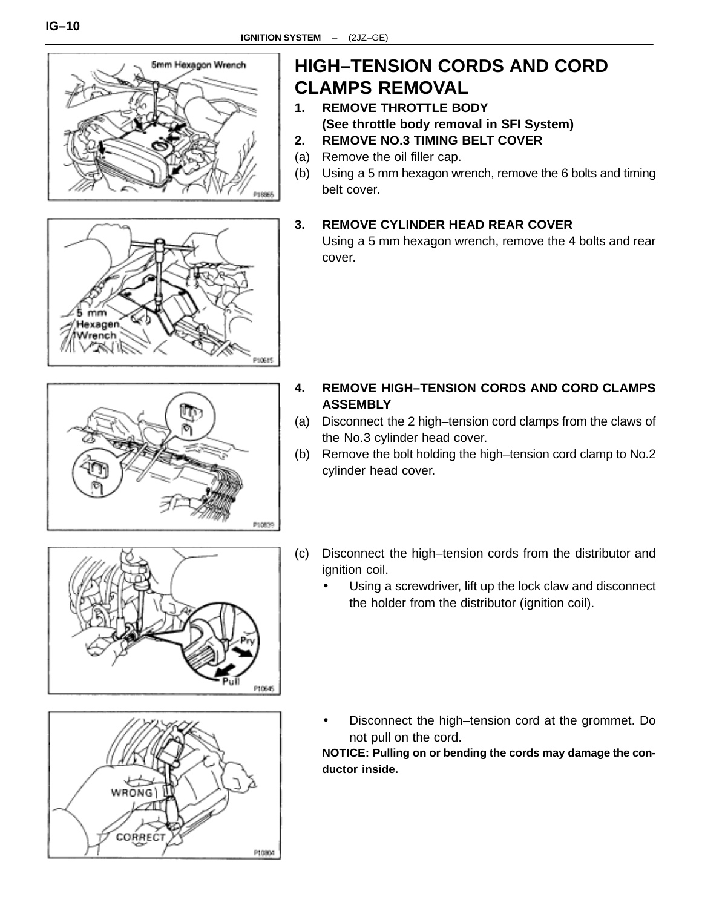## HIGH–TENSION CORDS AND CORD CLAMPS REMOVAL

**1. REMOVE THROTTLE BODY**
**(See throttle body removal in SFI System)**

**2. REMOVE NO.3 TIMING BELT COVER**

(a) Remove the oil filler cap.

(b) Using a 5 mm hexagon wrench, remove the 6 bolts and timing belt cover.

**3. REMOVE CYLINDER HEAD REAR COVER**

Using a 5 mm hexagon wrench, remove the 4 bolts and rear cover.

**4. REMOVE HIGH–TENSION CORDS AND CORD CLAMPS ASSEMBLY**

(a) Disconnect the 2 high–tension cord clamps from the claws of the No.3 cylinder head cover.

(b) Remove the bolt holding the high–tension cord clamp to No.2 cylinder head cover.

(c) Disconnect the high–tension cords from the distributor and ignition coil.

- Using a screwdriver, lift up the lock claw and disconnect the holder from the distributor (ignition coil).

- Disconnect the high–tension cord at the grommet. Do not pull on the cord.

**NOTICE: Pulling on or bending the cords may damage the conductor inside.**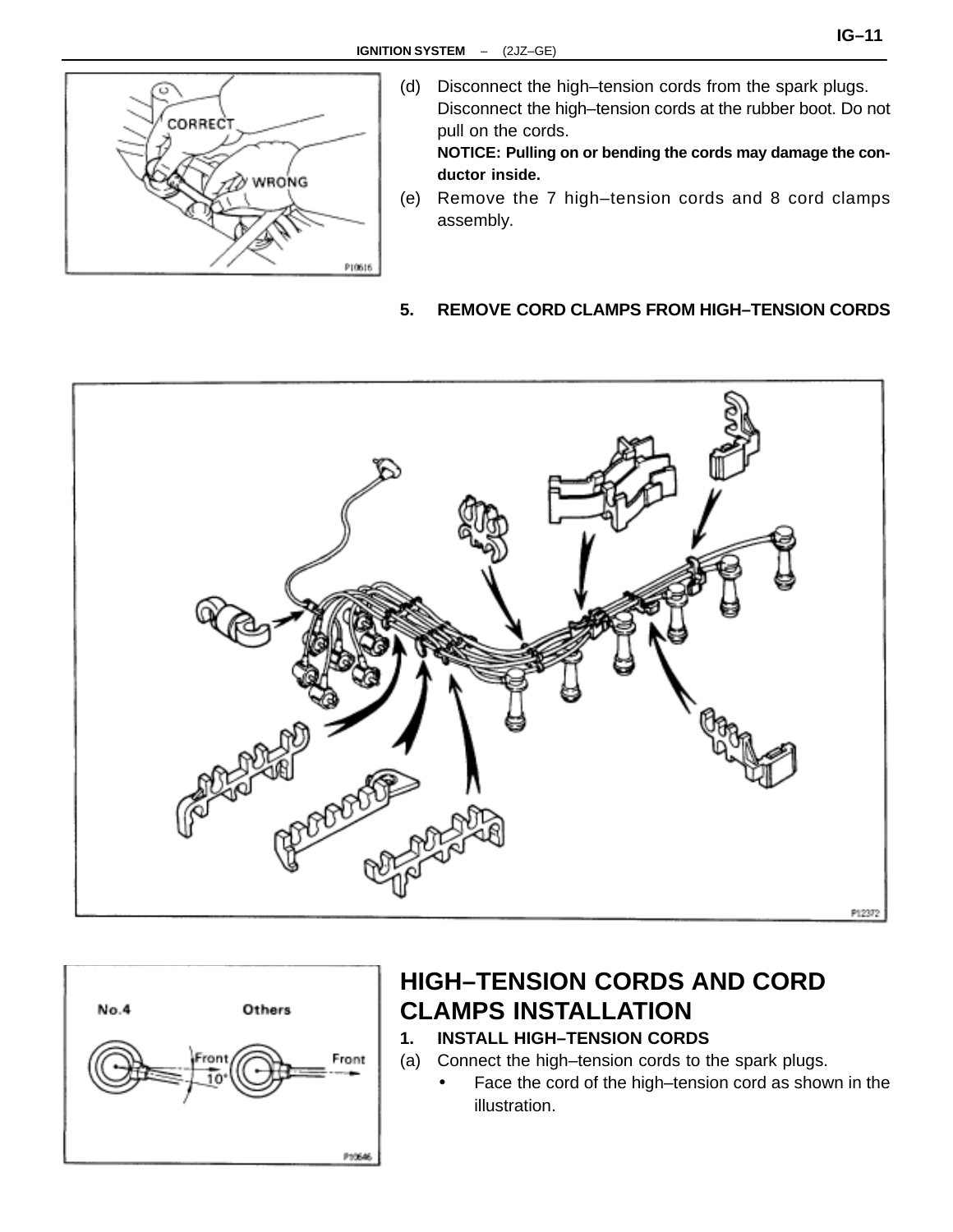(d) Disconnect the high–tension cords from the spark plugs. Disconnect the high–tension cords at the rubber boot. Do not pull on the cords.

**NOTICE: Pulling on or bending the cords may damage the conductor inside.**

(e) Remove the 7 high–tension cords and 8 cord clamps assembly.

**5. REMOVE CORD CLAMPS FROM HIGH–TENSION CORDS**

## HIGH–TENSION CORDS AND CORD CLAMPS INSTALLATION

**1. INSTALL HIGH–TENSION CORDS**

(a) Connect the high–tension cords to the spark plugs.

- Face the cord of the high–tension cord as shown in the illustration.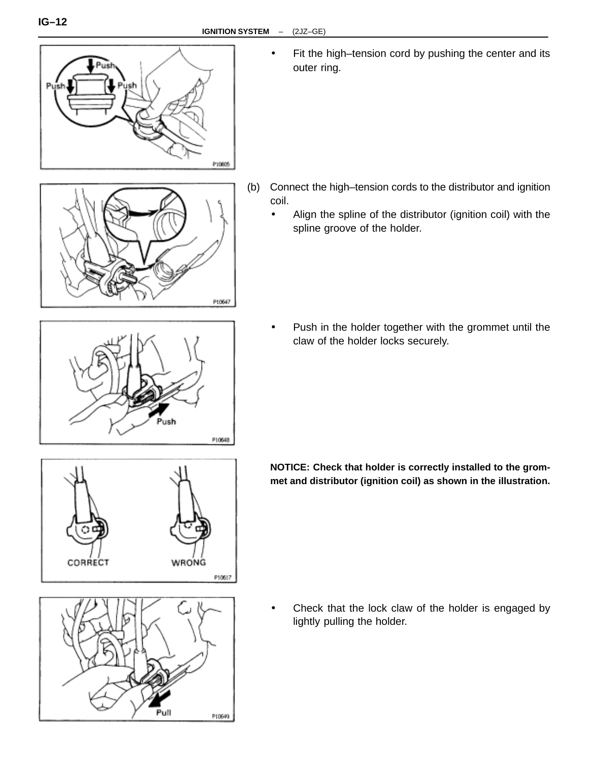- Fit the high–tension cord by pushing the center and its outer ring.

(b) Connect the high–tension cords to the distributor and ignition coil.

- Align the spline of the distributor (ignition coil) with the spline groove of the holder.
- Push in the holder together with the grommet until the claw of the holder locks securely.

**NOTICE: Check that holder is correctly installed to the grommet and distributor (ignition coil) as shown in the illustration.**

- Check that the lock claw of the holder is engaged by lightly pulling the holder.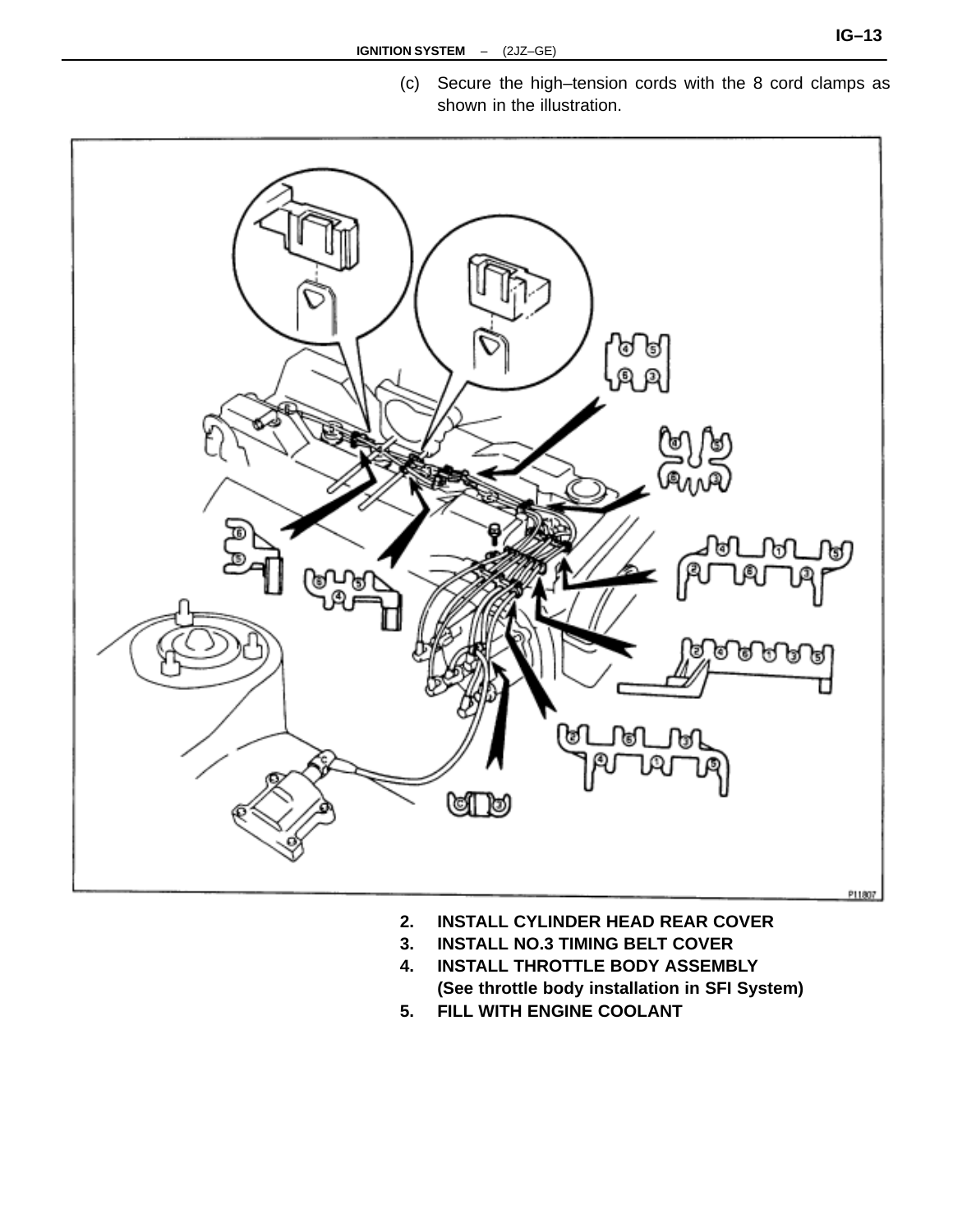(c) Secure the high–tension cords with the 8 cord clamps as shown in the illustration.

2. **INSTALL CYLINDER HEAD REAR COVER**
3. **INSTALL NO.3 TIMING BELT COVER**
4. **INSTALL THROTTLE BODY ASSEMBLY (See throttle body installation in SFI System)**
5. **FILL WITH ENGINE COOLANT**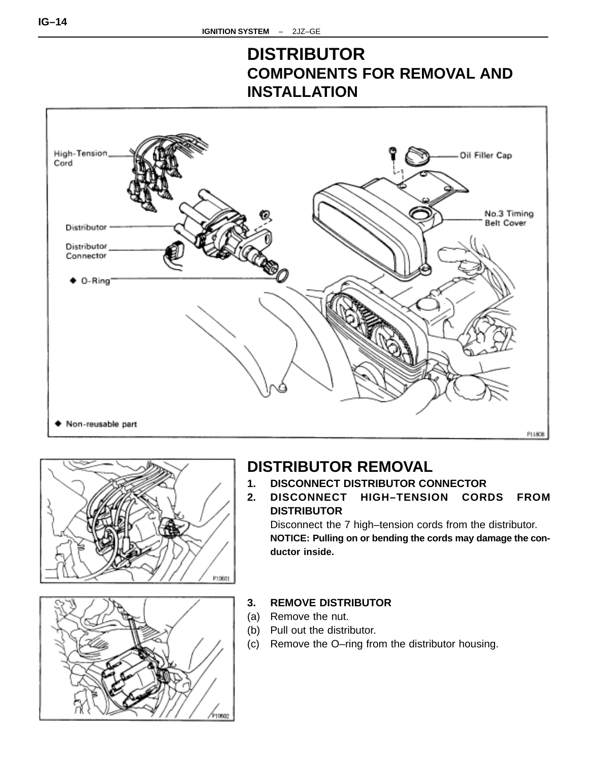# DISTRIBUTOR

## COMPONENTS FOR REMOVAL AND INSTALLATION

High-Tension Cord

Distributor

Distributor Connector

◆ O-Ring

Oil Filler Cap

No.3 Timing Belt Cover

◆ Non-reusable part

P11808

## DISTRIBUTOR REMOVAL

P10601

1. **DISCONNECT DISTRIBUTOR CONNECTOR**
2. **DISCONNECT HIGH–TENSION CORDS FROM DISTRIBUTOR**

   Disconnect the 7 high–tension cords from the distributor.

   **NOTICE: Pulling on or bending the cords may damage the conductor inside.**

P10602

3. **REMOVE DISTRIBUTOR**

(a) Remove the nut.

(b) Pull out the distributor.

(c) Remove the O–ring from the distributor housing.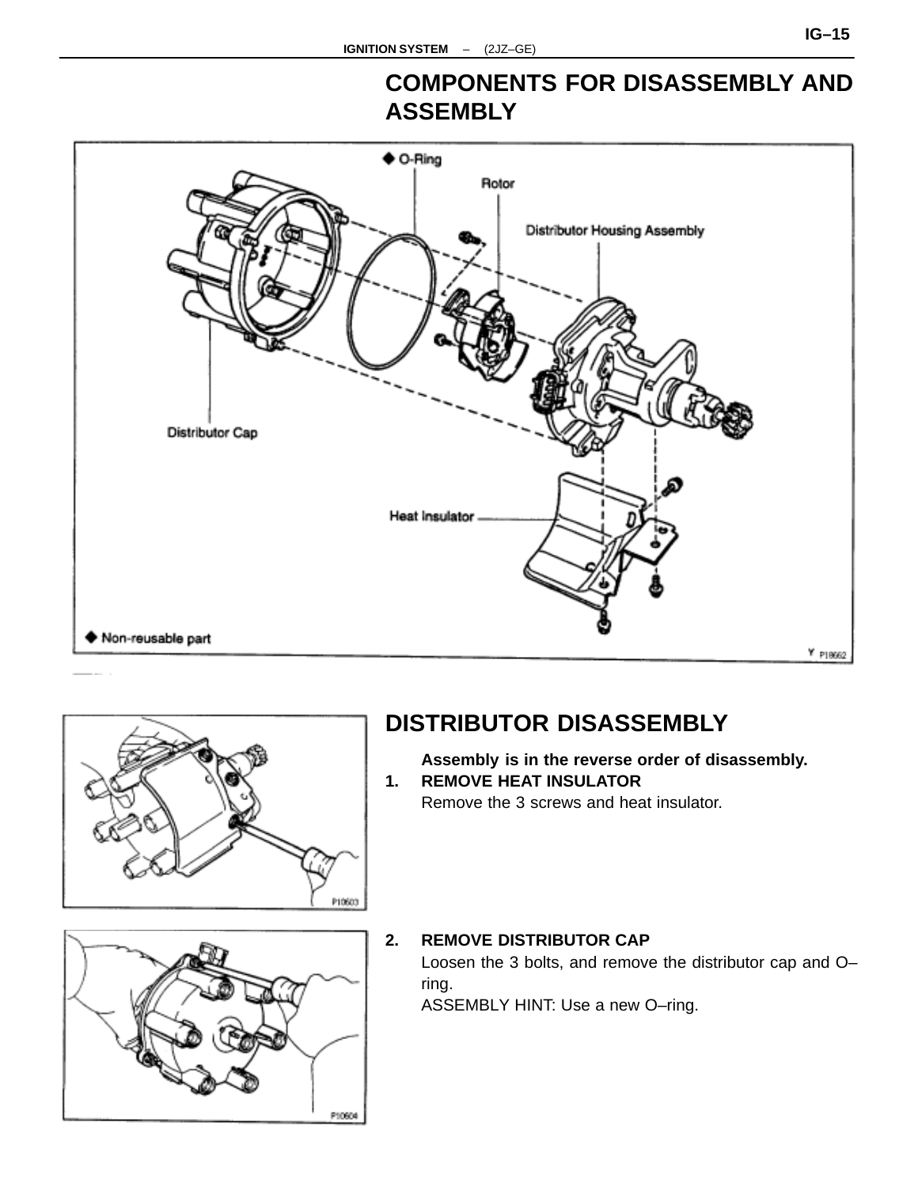# COMPONENTS FOR DISASSEMBLY AND ASSEMBLY

◆ O-Ring

Rotor

Distributor Housing Assembly

Distributor Cap

Heat Insulator

◆ Non-reusable part

P18662

# DISTRIBUTOR DISASSEMBLY

**Assembly is in the reverse order of disassembly.**

1. **REMOVE HEAT INSULATOR**
   Remove the 3 screws and heat insulator.

P10603

2. **REMOVE DISTRIBUTOR CAP**
   Loosen the 3 bolts, and remove the distributor cap and O–ring.
   ASSEMBLY HINT: Use a new O–ring.

P10604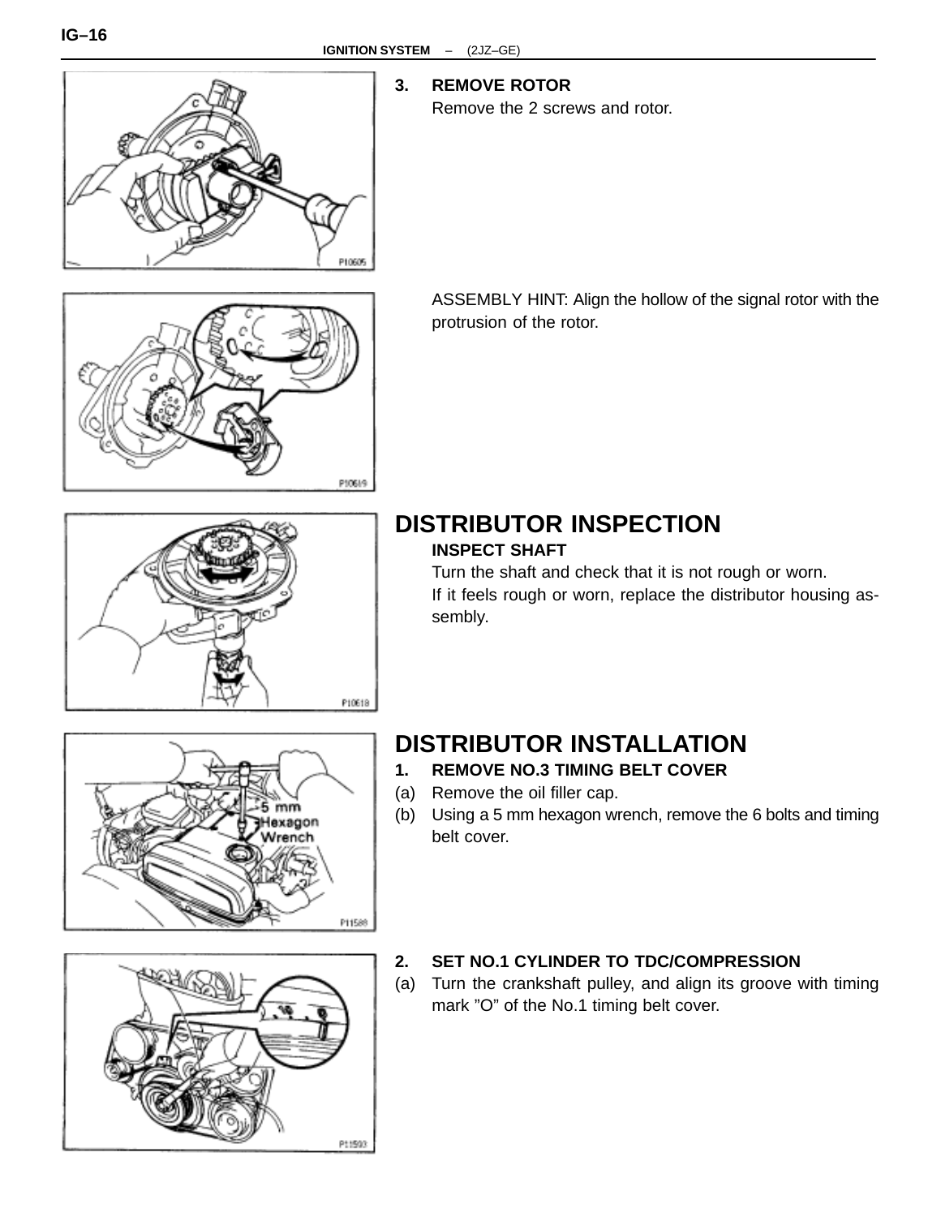**3. REMOVE ROTOR**

Remove the 2 screws and rotor.

ASSEMBLY HINT: Align the hollow of the signal rotor with the protrusion of the rotor.

## DISTRIBUTOR INSPECTION

**INSPECT SHAFT**

Turn the shaft and check that it is not rough or worn.

If it feels rough or worn, replace the distributor housing assembly.

## DISTRIBUTOR INSTALLATION

**1. REMOVE NO.3 TIMING BELT COVER**

(a) Remove the oil filler cap.

(b) Using a 5 mm hexagon wrench, remove the 6 bolts and timing belt cover.

**2. SET NO.1 CYLINDER TO TDC/COMPRESSION**

(a) Turn the crankshaft pulley, and align its groove with timing mark ”O” of the No.1 timing belt cover.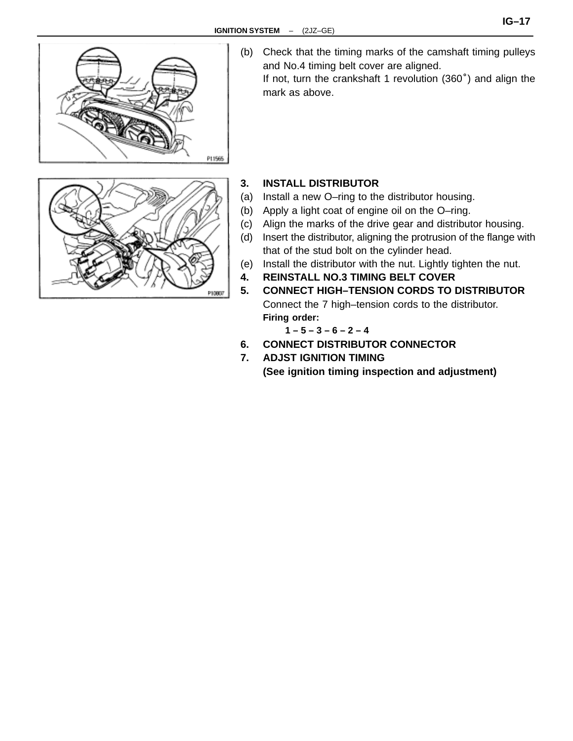(b) Check that the timing marks of the camshaft timing pulleys and No.4 timing belt cover are aligned.
If not, turn the crankshaft 1 revolution (360˚) and align the mark as above.

**3. INSTALL DISTRIBUTOR**

(a) Install a new O–ring to the distributor housing.

(b) Apply a light coat of engine oil on the O–ring.

(c) Align the marks of the drive gear and distributor housing.

(d) Insert the distributor, aligning the protrusion of the flange with that of the stud bolt on the cylinder head.

(e) Install the distributor with the nut. Lightly tighten the nut.

**4. REINSTALL NO.3 TIMING BELT COVER**

**5. CONNECT HIGH–TENSION CORDS TO DISTRIBUTOR**

Connect the 7 high–tension cords to the distributor.

**Firing order:**

**1 – 5 – 3 – 6 – 2 – 4**

**6. CONNECT DISTRIBUTOR CONNECTOR**

**7. ADJST IGNITION TIMING**

**(See ignition timing inspection and adjustment)**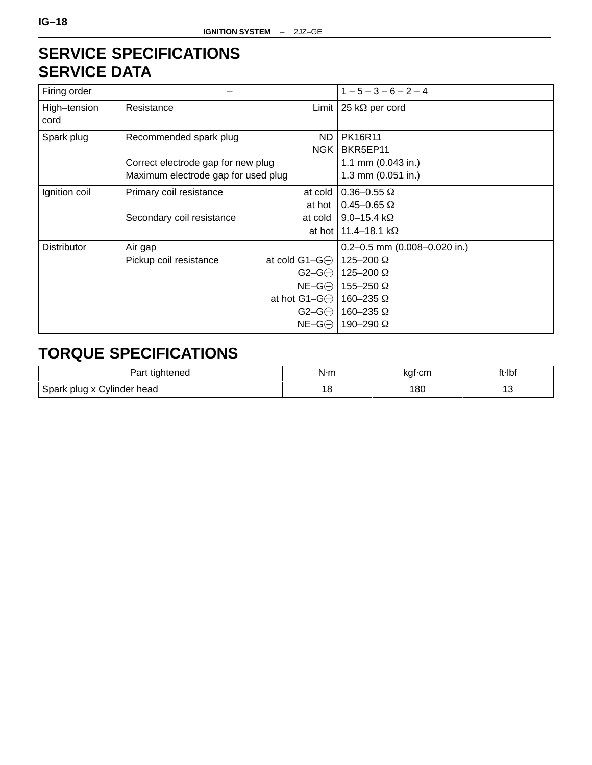# SERVICE SPECIFICATIONS

## SERVICE DATA

| | | | |
|---|---|---|---|
| Firing order | – | | 1 – 5 – 3 – 6 – 2 – 4 |
| High–tension cord | Resistance | Limit | 25 kΩ per cord |
| Spark plug | Recommended spark plug | ND | PK16R11 |
| | | NGK | BKR5EP11 |
| | Correct electrode gap for new plug | | 1.1 mm (0.043 in.) |
| | Maximum electrode gap for used plug | | 1.3 mm (0.051 in.) |
| Ignition coil | Primary coil resistance | at cold | 0.36–0.55 Ω |
| | | at hot | 0.45–0.65 Ω |
| | Secondary coil resistance | at cold | 9.0–15.4 kΩ |
| | | at hot | 11.4–18.1 kΩ |
| Distributor | Air gap | | 0.2–0.5 mm (0.008–0.020 in.) |
| | Pickup coil resistance | at cold G1–G⊖ | 125–200 Ω |
| | | G2–G⊖ | 125–200 Ω |
| | | NE–G⊖ | 155–250 Ω |
| | | at hot G1–G⊖ | 160–235 Ω |
| | | G2–G⊖ | 160–235 Ω |
| | | NE–G⊖ | 190–290 Ω |

# TORQUE SPECIFICATIONS

| Part tightened | N·m | kgf·cm | ft·lbf |
|---|---|---|---|
| Spark plug x Cylinder head | 18 | 180 | 13 |